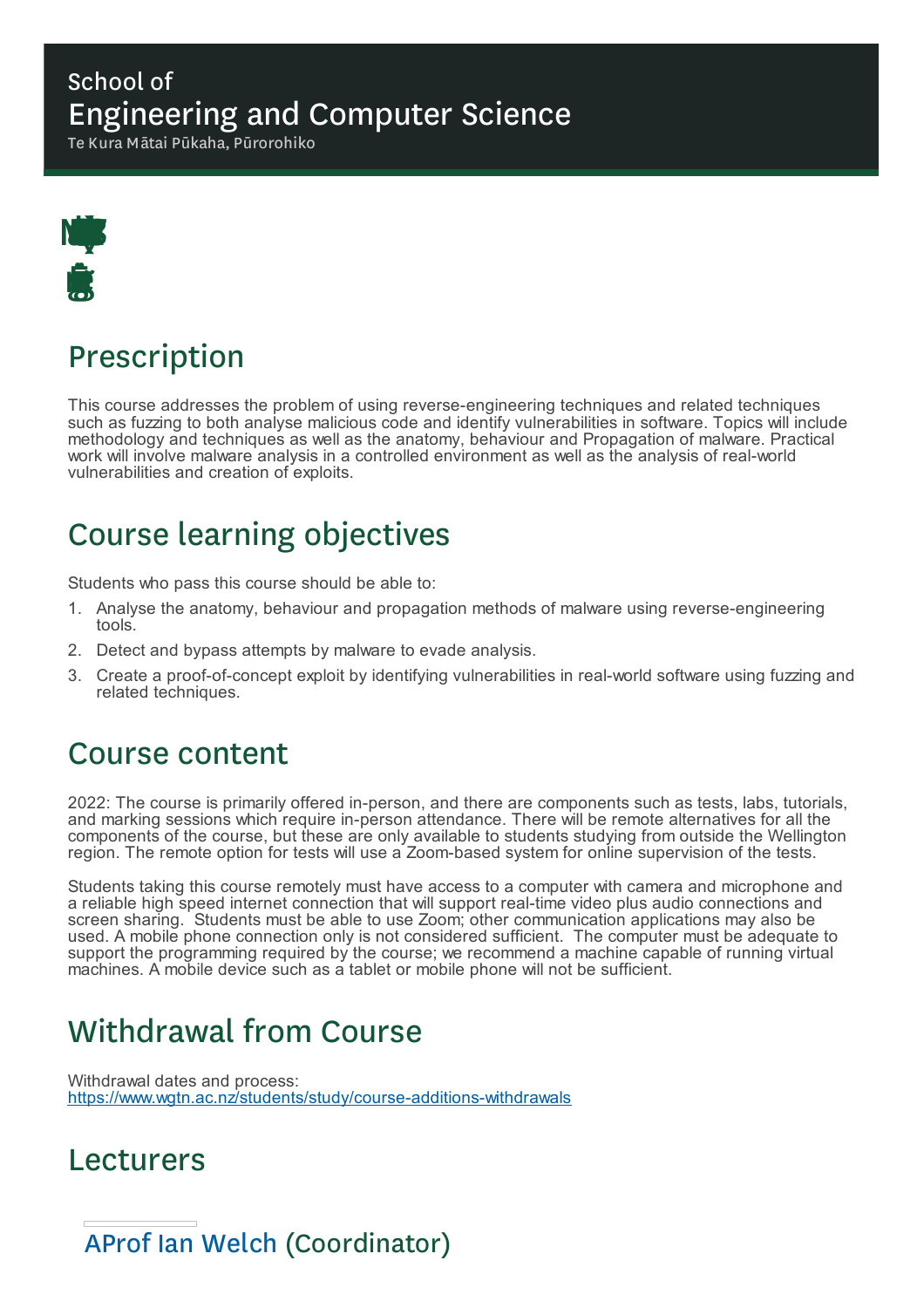School of
# Engineering and Computer Science
Te Kura Mātai Pūkaha, Pūrorohiko

## Prescription

This course addresses the problem of using reverse-engineering techniques and related techniques such as fuzzing to both analyse malicious code and identify vulnerabilities in software. Topics will include methodology and techniques as well as the anatomy, behaviour and Propagation of malware. Practical work will involve malware analysis in a controlled environment as well as the analysis of real-world vulnerabilities and creation of exploits.

## Course learning objectives

Students who pass this course should be able to:

1. Analyse the anatomy, behaviour and propagation methods of malware using reverse-engineering tools.
2. Detect and bypass attempts by malware to evade analysis.
3. Create a proof-of-concept exploit by identifying vulnerabilities in real-world software using fuzzing and related techniques.

## Course content

2022: The course is primarily offered in-person, and there are components such as tests, labs, tutorials, and marking sessions which require in-person attendance. There will be remote alternatives for all the components of the course, but these are only available to students studying from outside the Wellington region. The remote option for tests will use a Zoom-based system for online supervision of the tests.

Students taking this course remotely must have access to a computer with camera and microphone and a reliable high speed internet connection that will support real-time video plus audio connections and screen sharing. Students must be able to use Zoom; other communication applications may also be used. A mobile phone connection only is not considered sufficient. The computer must be adequate to support the programming required by the course; we recommend a machine capable of running virtual machines. A mobile device such as a tablet or mobile phone will not be sufficient.

## Withdrawal from Course

Withdrawal dates and process:
https://www.wgtn.ac.nz/students/study/course-additions-withdrawals

## Lecturers

### AProf Ian Welch (Coordinator)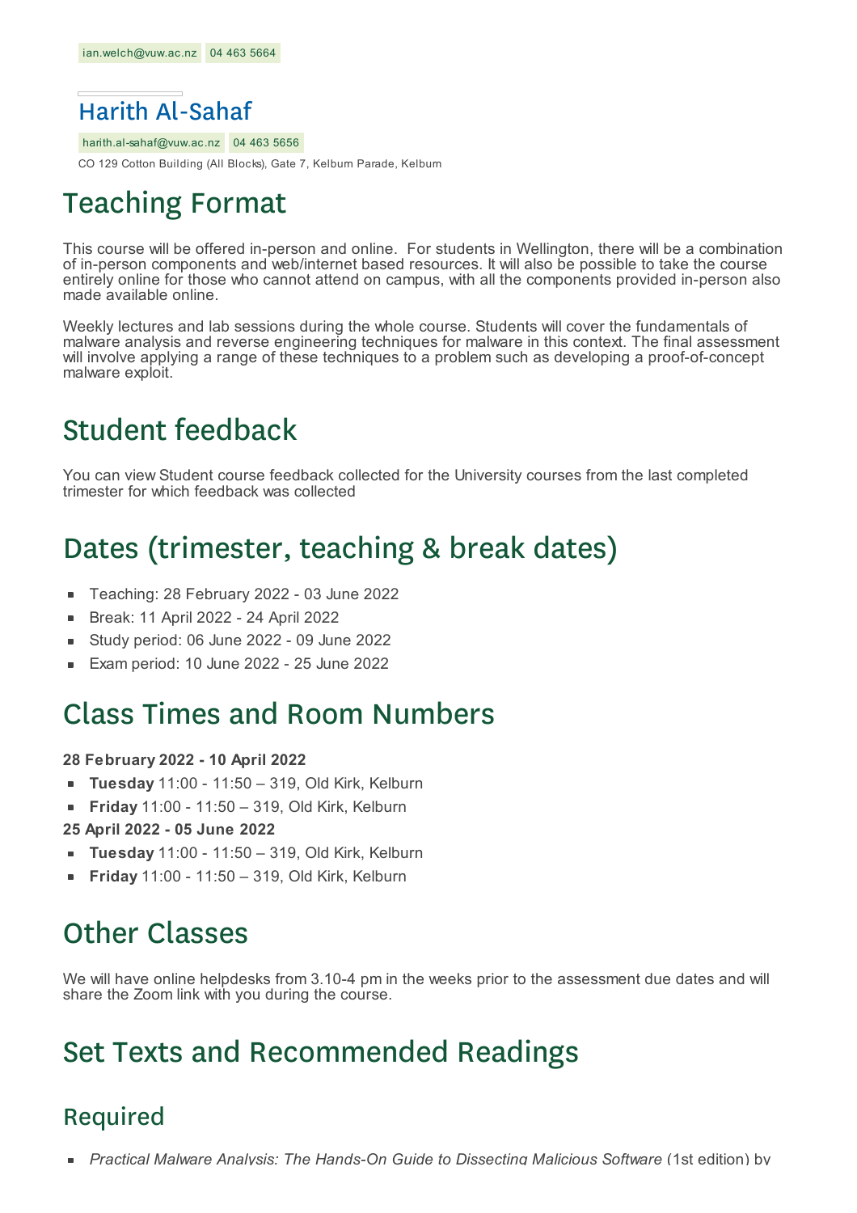ian.welch@vuw.ac.nz 04 463 5664

### Harith Al-Sahaf

harith.al-sahaf@vuw.ac.nz 04 463 5656

CO 129 Cotton Building (All Blocks), Gate 7, Kelburn Parade, Kelburn

## Teaching Format

This course will be offered in-person and online. For students in Wellington, there will be a combination of in-person components and web/internet based resources. It will also be possible to take the course entirely online for those who cannot attend on campus, with all the components provided in-person also made available online.

Weekly lectures and lab sessions during the whole course. Students will cover the fundamentals of malware analysis and reverse engineering techniques for malware in this context. The final assessment will involve applying a range of these techniques to a problem such as developing a proof-of-concept malware exploit.

## Student feedback

You can view Student course feedback collected for the University courses from the last completed trimester for which feedback was collected

## Dates (trimester, teaching & break dates)

- Teaching: 28 February 2022 - 03 June 2022
- Break: 11 April 2022 - 24 April 2022
- Study period: 06 June 2022 - 09 June 2022
- Exam period: 10 June 2022 - 25 June 2022

## Class Times and Room Numbers

**28 February 2022 - 10 April 2022**

- **Tuesday** 11:00 - 11:50 – 319, Old Kirk, Kelburn
- **Friday** 11:00 - 11:50 – 319, Old Kirk, Kelburn

**25 April 2022 - 05 June 2022**

- **Tuesday** 11:00 - 11:50 – 319, Old Kirk, Kelburn
- **Friday** 11:00 - 11:50 – 319, Old Kirk, Kelburn

## Other Classes

We will have online helpdesks from 3.10-4 pm in the weeks prior to the assessment due dates and will share the Zoom link with you during the course.

## Set Texts and Recommended Readings

### Required

- *Practical Malware Analysis: The Hands-On Guide to Dissecting Malicious Software* (1st edition) by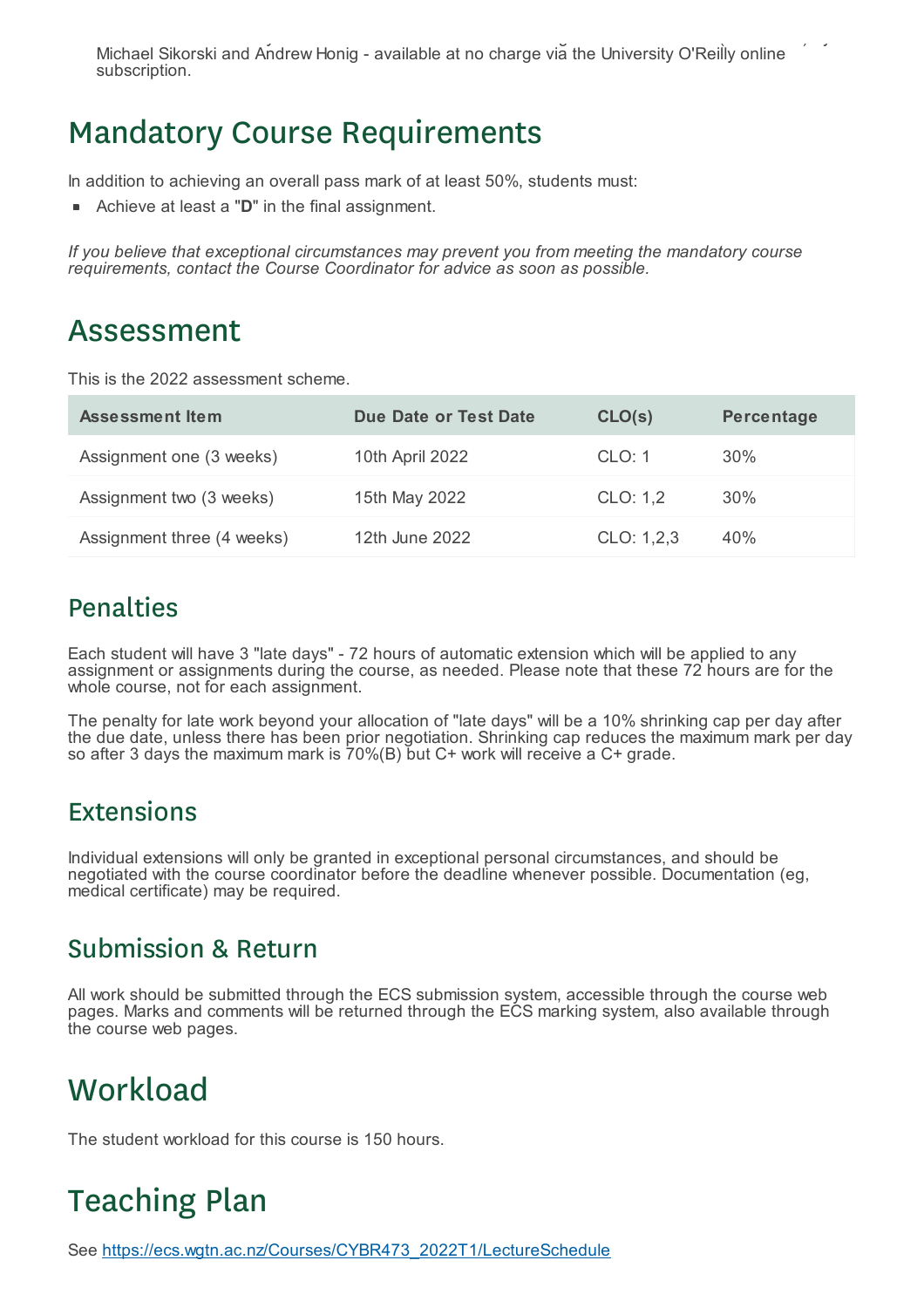Michael Sikorski and Andrew Honig - available at no charge via the University O'Reilly online subscription.

# Mandatory Course Requirements

In addition to achieving an overall pass mark of at least 50%, students must:

- Achieve at least a "**D**" in the final assignment.

*If you believe that exceptional circumstances may prevent you from meeting the mandatory course requirements, contact the Course Coordinator for advice as soon as possible.*

# Assessment

This is the 2022 assessment scheme.

| Assessment Item | Due Date or Test Date | CLO(s) | Percentage |
| --- | --- | --- | --- |
| Assignment one (3 weeks) | 10th April 2022 | CLO: 1 | 30% |
| Assignment two (3 weeks) | 15th May 2022 | CLO: 1,2 | 30% |
| Assignment three (4 weeks) | 12th June 2022 | CLO: 1,2,3 | 40% |

## Penalties

Each student will have 3 "late days" - 72 hours of automatic extension which will be applied to any assignment or assignments during the course, as needed. Please note that these 72 hours are for the whole course, not for each assignment.

The penalty for late work beyond your allocation of "late days" will be a 10% shrinking cap per day after the due date, unless there has been prior negotiation. Shrinking cap reduces the maximum mark per day so after 3 days the maximum mark is 70%(B) but C+ work will receive a C+ grade.

## Extensions

Individual extensions will only be granted in exceptional personal circumstances, and should be negotiated with the course coordinator before the deadline whenever possible. Documentation (eg, medical certificate) may be required.

## Submission & Return

All work should be submitted through the ECS submission system, accessible through the course web pages. Marks and comments will be returned through the ECS marking system, also available through the course web pages.

# Workload

The student workload for this course is 150 hours.

# Teaching Plan

See https://ecs.wgtn.ac.nz/Courses/CYBR473_2022T1/LectureSchedule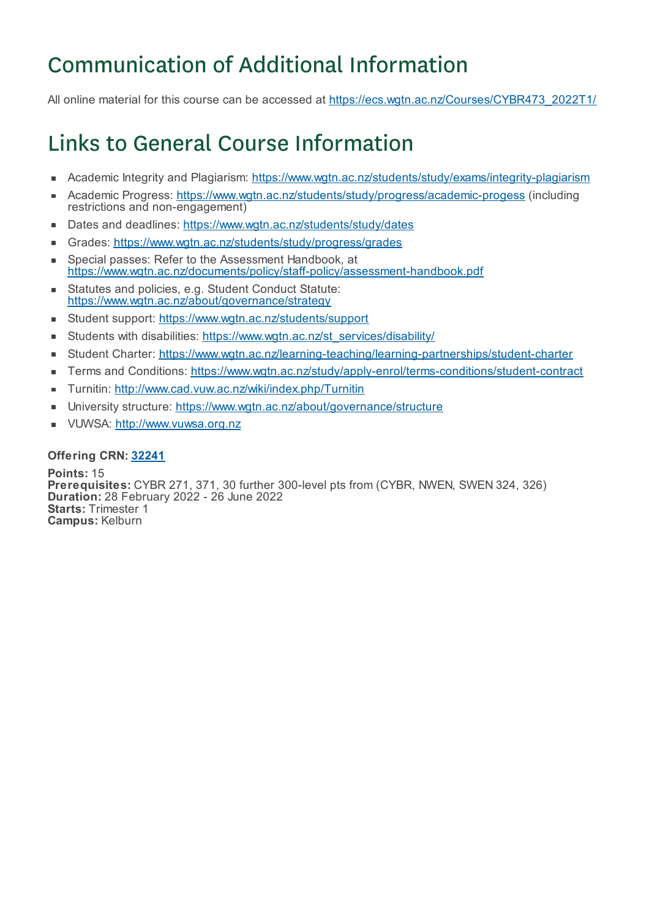# Communication of Additional Information

All online material for this course can be accessed at https://ecs.wgtn.ac.nz/Courses/CYBR473_2022T1/

# Links to General Course Information

- Academic Integrity and Plagiarism: https://www.wgtn.ac.nz/students/study/exams/integrity-plagiarism
- Academic Progress: https://www.wgtn.ac.nz/students/study/progress/academic-progess (including restrictions and non-engagement)
- Dates and deadlines: https://www.wgtn.ac.nz/students/study/dates
- Grades: https://www.wgtn.ac.nz/students/study/progress/grades
- Special passes: Refer to the Assessment Handbook, at https://www.wgtn.ac.nz/documents/policy/staff-policy/assessment-handbook.pdf
- Statutes and policies, e.g. Student Conduct Statute: https://www.wgtn.ac.nz/about/governance/strategy
- Student support: https://www.wgtn.ac.nz/students/support
- Students with disabilities: https://www.wgtn.ac.nz/st_services/disability/
- Student Charter: https://www.wgtn.ac.nz/learning-teaching/learning-partnerships/student-charter
- Terms and Conditions: https://www.wgtn.ac.nz/study/apply-enrol/terms-conditions/student-contract
- Turnitin: http://www.cad.vuw.ac.nz/wiki/index.php/Turnitin
- University structure: https://www.wgtn.ac.nz/about/governance/structure
- VUWSA: http://www.vuwsa.org.nz

**Offering CRN: 32241**

**Points:** 15
**Prerequisites:** CYBR 271, 371, 30 further 300-level pts from (CYBR, NWEN, SWEN 324, 326)
**Duration:** 28 February 2022 - 26 June 2022
**Starts:** Trimester 1
**Campus:** Kelburn